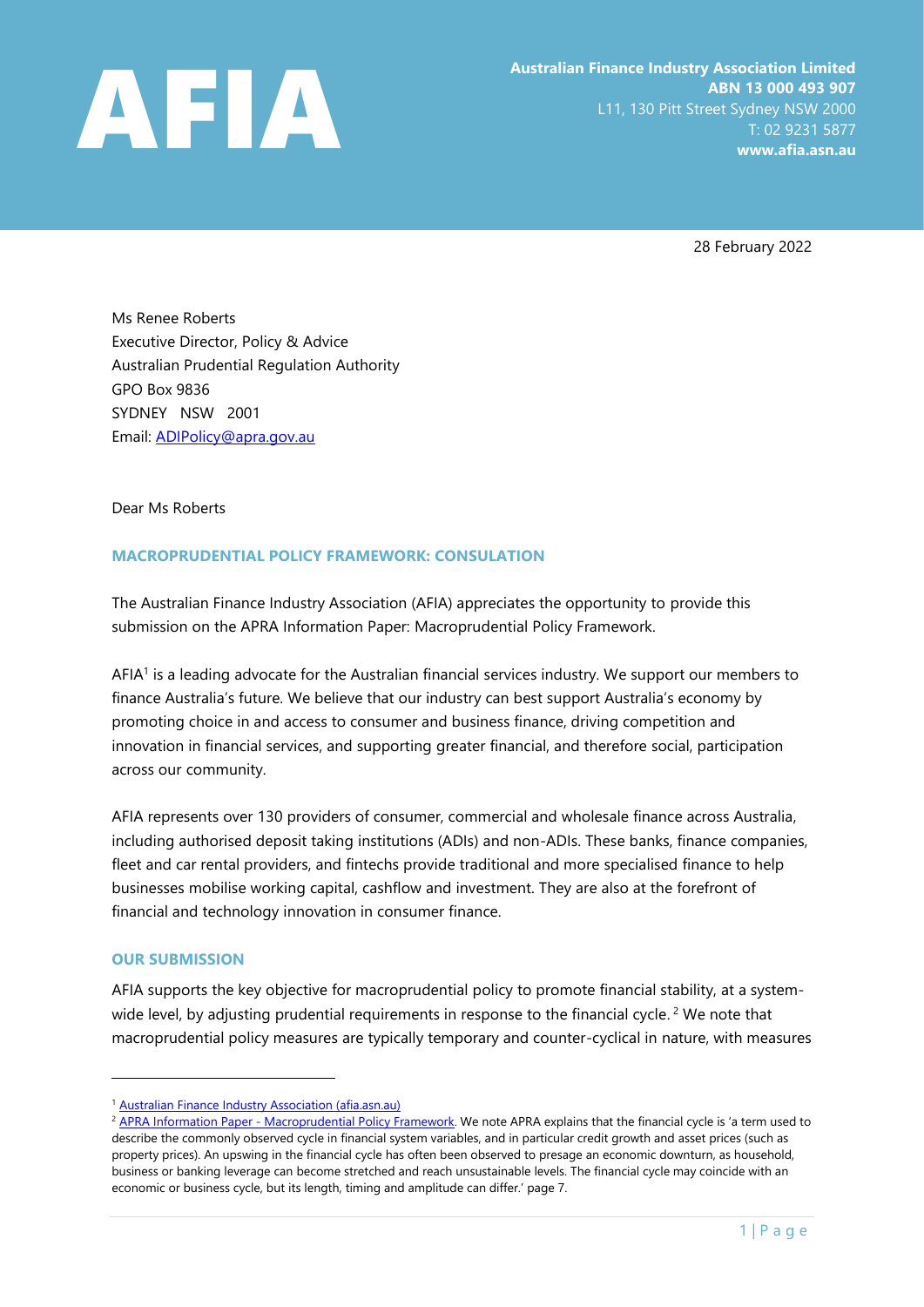**AFIA**

**Australian Finance Industry Association Limited**
**ABN 13 000 493 907**
L11, 130 Pitt Street Sydney NSW 2000
T: 02 9231 5877
**www.afia.asn.au**

28 February 2022

Ms Renee Roberts
Executive Director, Policy & Advice
Australian Prudential Regulation Authority
GPO Box 9836
SYDNEY NSW 2001
Email: ADIPolicy@apra.gov.au

Dear Ms Roberts

## MACROPRUDENTIAL POLICY FRAMEWORK: CONSULATION

The Australian Finance Industry Association (AFIA) appreciates the opportunity to provide this submission on the APRA Information Paper: Macroprudential Policy Framework.

AFIA[1] is a leading advocate for the Australian financial services industry. We support our members to finance Australia's future. We believe that our industry can best support Australia's economy by promoting choice in and access to consumer and business finance, driving competition and innovation in financial services, and supporting greater financial, and therefore social, participation across our community.

AFIA represents over 130 providers of consumer, commercial and wholesale finance across Australia, including authorised deposit taking institutions (ADIs) and non-ADIs. These banks, finance companies, fleet and car rental providers, and fintechs provide traditional and more specialised finance to help businesses mobilise working capital, cashflow and investment. They are also at the forefront of financial and technology innovation in consumer finance.

## OUR SUBMISSION

AFIA supports the key objective for macroprudential policy to promote financial stability, at a system-wide level, by adjusting prudential requirements in response to the financial cycle.[2] We note that macroprudential policy measures are typically temporary and counter-cyclical in nature, with measures

---

[1] Australian Finance Industry Association (afia.asn.au)

[2] APRA Information Paper - Macroprudential Policy Framework. We note APRA explains that the financial cycle is 'a term used to describe the commonly observed cycle in financial system variables, and in particular credit growth and asset prices (such as property prices). An upswing in the financial cycle has often been observed to presage an economic downturn, as household, business or banking leverage can become stretched and reach unsustainable levels. The financial cycle may coincide with an economic or business cycle, but its length, timing and amplitude can differ.' page 7.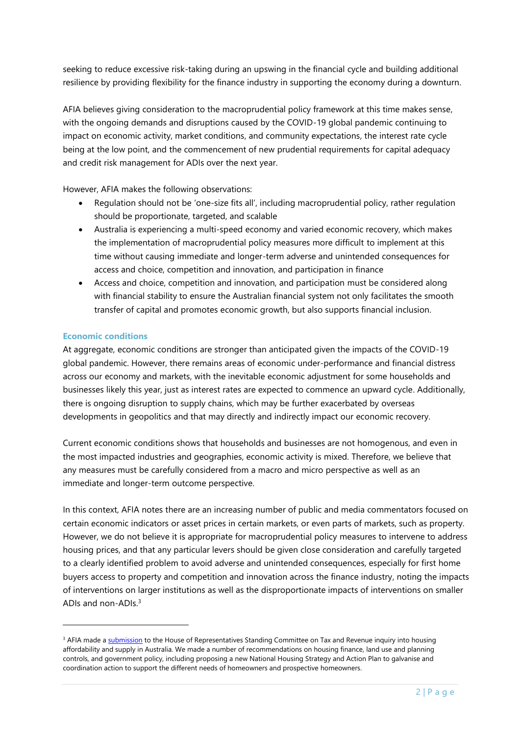seeking to reduce excessive risk-taking during an upswing in the financial cycle and building additional resilience by providing flexibility for the finance industry in supporting the economy during a downturn.

AFIA believes giving consideration to the macroprudential policy framework at this time makes sense, with the ongoing demands and disruptions caused by the COVID-19 global pandemic continuing to impact on economic activity, market conditions, and community expectations, the interest rate cycle being at the low point, and the commencement of new prudential requirements for capital adequacy and credit risk management for ADIs over the next year.

However, AFIA makes the following observations:

- Regulation should not be 'one-size fits all', including macroprudential policy, rather regulation should be proportionate, targeted, and scalable
- Australia is experiencing a multi-speed economy and varied economic recovery, which makes the implementation of macroprudential policy measures more difficult to implement at this time without causing immediate and longer-term adverse and unintended consequences for access and choice, competition and innovation, and participation in finance
- Access and choice, competition and innovation, and participation must be considered along with financial stability to ensure the Australian financial system not only facilitates the smooth transfer of capital and promotes economic growth, but also supports financial inclusion.

### Economic conditions

At aggregate, economic conditions are stronger than anticipated given the impacts of the COVID-19 global pandemic. However, there remains areas of economic under-performance and financial distress across our economy and markets, with the inevitable economic adjustment for some households and businesses likely this year, just as interest rates are expected to commence an upward cycle. Additionally, there is ongoing disruption to supply chains, which may be further exacerbated by overseas developments in geopolitics and that may directly and indirectly impact our economic recovery.

Current economic conditions shows that households and businesses are not homogenous, and even in the most impacted industries and geographies, economic activity is mixed. Therefore, we believe that any measures must be carefully considered from a macro and micro perspective as well as an immediate and longer-term outcome perspective.

In this context, AFIA notes there are an increasing number of public and media commentators focused on certain economic indicators or asset prices in certain markets, or even parts of markets, such as property. However, we do not believe it is appropriate for macroprudential policy measures to intervene to address housing prices, and that any particular levers should be given close consideration and carefully targeted to a clearly identified problem to avoid adverse and unintended consequences, especially for first home buyers access to property and competition and innovation across the finance industry, noting the impacts of interventions on larger institutions as well as the disproportionate impacts of interventions on smaller ADIs and non-ADIs.[3]

[3] AFIA made a submission to the House of Representatives Standing Committee on Tax and Revenue inquiry into housing affordability and supply in Australia. We made a number of recommendations on housing finance, land use and planning controls, and government policy, including proposing a new National Housing Strategy and Action Plan to galvanise and coordination action to support the different needs of homeowners and prospective homeowners.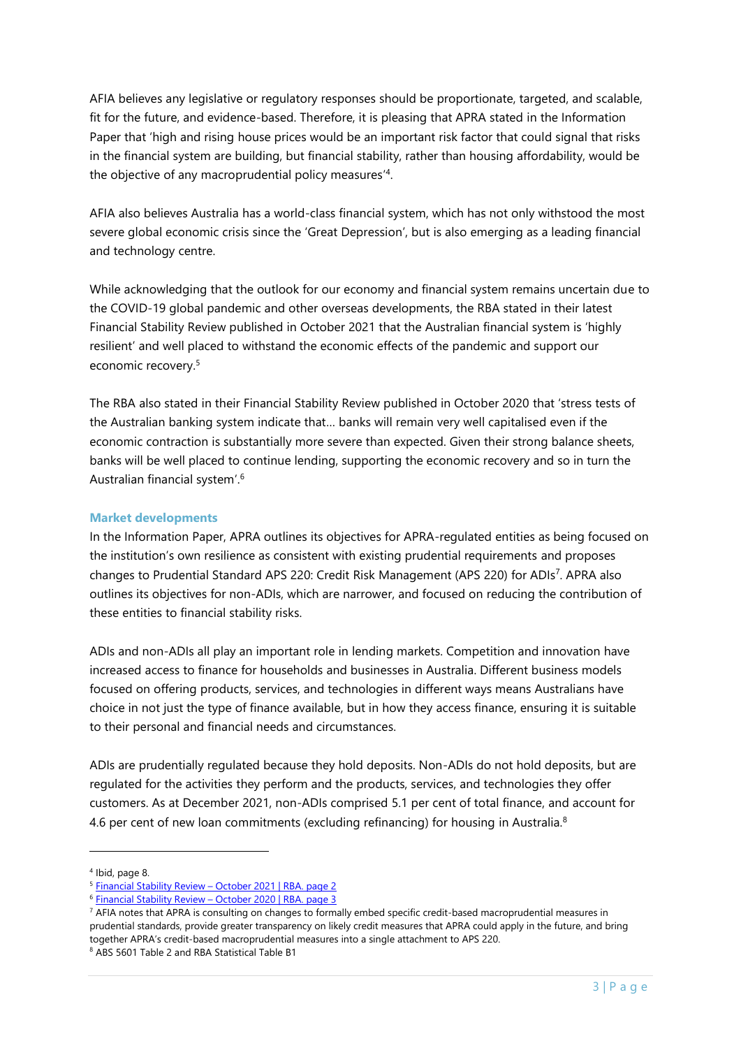AFIA believes any legislative or regulatory responses should be proportionate, targeted, and scalable, fit for the future, and evidence-based. Therefore, it is pleasing that APRA stated in the Information Paper that 'high and rising house prices would be an important risk factor that could signal that risks in the financial system are building, but financial stability, rather than housing affordability, would be the objective of any macroprudential policy measures'[4].

AFIA also believes Australia has a world-class financial system, which has not only withstood the most severe global economic crisis since the 'Great Depression', but is also emerging as a leading financial and technology centre.

While acknowledging that the outlook for our economy and financial system remains uncertain due to the COVID-19 global pandemic and other overseas developments, the RBA stated in their latest Financial Stability Review published in October 2021 that the Australian financial system is 'highly resilient' and well placed to withstand the economic effects of the pandemic and support our economic recovery.[5]

The RBA also stated in their Financial Stability Review published in October 2020 that 'stress tests of the Australian banking system indicate that… banks will remain very well capitalised even if the economic contraction is substantially more severe than expected. Given their strong balance sheets, banks will be well placed to continue lending, supporting the economic recovery and so in turn the Australian financial system'.[6]

### Market developments

In the Information Paper, APRA outlines its objectives for APRA-regulated entities as being focused on the institution's own resilience as consistent with existing prudential requirements and proposes changes to Prudential Standard APS 220: Credit Risk Management (APS 220) for ADIs[7]. APRA also outlines its objectives for non-ADIs, which are narrower, and focused on reducing the contribution of these entities to financial stability risks.

ADIs and non-ADIs all play an important role in lending markets. Competition and innovation have increased access to finance for households and businesses in Australia. Different business models focused on offering products, services, and technologies in different ways means Australians have choice in not just the type of finance available, but in how they access finance, ensuring it is suitable to their personal and financial needs and circumstances.

ADIs are prudentially regulated because they hold deposits. Non-ADIs do not hold deposits, but are regulated for the activities they perform and the products, services, and technologies they offer customers. As at December 2021, non-ADIs comprised 5.1 per cent of total finance, and account for 4.6 per cent of new loan commitments (excluding refinancing) for housing in Australia.[8]

---

[4] Ibid, page 8.

[5] Financial Stability Review – October 2021 | RBA. page 2

[6] Financial Stability Review – October 2020 | RBA. page 3

[7] AFIA notes that APRA is consulting on changes to formally embed specific credit-based macroprudential measures in prudential standards, provide greater transparency on likely credit measures that APRA could apply in the future, and bring together APRA's credit-based macroprudential measures into a single attachment to APS 220.

[8] ABS 5601 Table 2 and RBA Statistical Table B1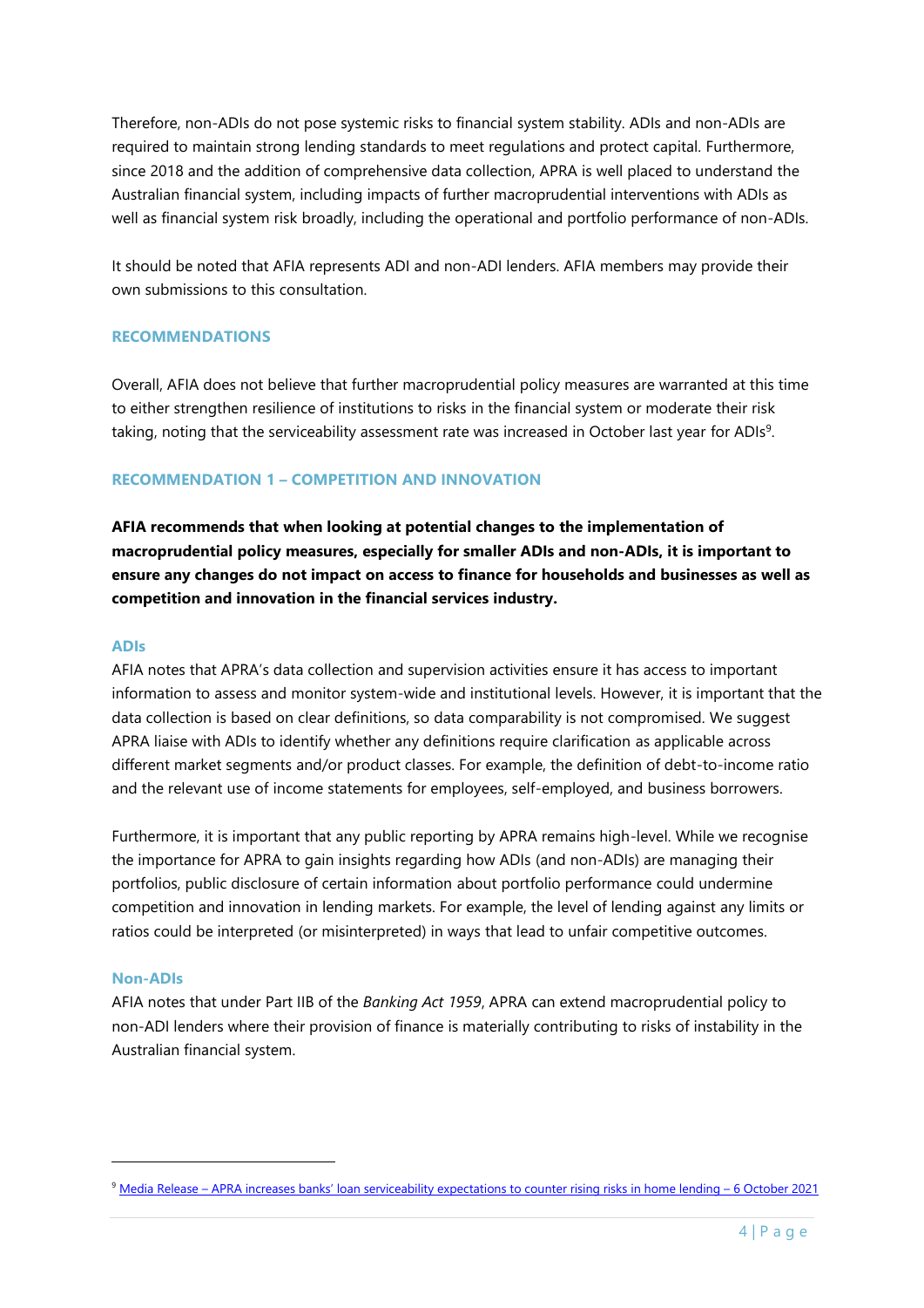Therefore, non-ADIs do not pose systemic risks to financial system stability. ADIs and non-ADIs are required to maintain strong lending standards to meet regulations and protect capital. Furthermore, since 2018 and the addition of comprehensive data collection, APRA is well placed to understand the Australian financial system, including impacts of further macroprudential interventions with ADIs as well as financial system risk broadly, including the operational and portfolio performance of non-ADIs.

It should be noted that AFIA represents ADI and non-ADI lenders. AFIA members may provide their own submissions to this consultation.

## RECOMMENDATIONS

Overall, AFIA does not believe that further macroprudential policy measures are warranted at this time to either strengthen resilience of institutions to risks in the financial system or moderate their risk taking, noting that the serviceability assessment rate was increased in October last year for ADIs[9].

## RECOMMENDATION 1 – COMPETITION AND INNOVATION

**AFIA recommends that when looking at potential changes to the implementation of macroprudential policy measures, especially for smaller ADIs and non-ADIs, it is important to ensure any changes do not impact on access to finance for households and businesses as well as competition and innovation in the financial services industry.**

### ADIs

AFIA notes that APRA's data collection and supervision activities ensure it has access to important information to assess and monitor system-wide and institutional levels. However, it is important that the data collection is based on clear definitions, so data comparability is not compromised. We suggest APRA liaise with ADIs to identify whether any definitions require clarification as applicable across different market segments and/or product classes. For example, the definition of debt-to-income ratio and the relevant use of income statements for employees, self-employed, and business borrowers.

Furthermore, it is important that any public reporting by APRA remains high-level. While we recognise the importance for APRA to gain insights regarding how ADIs (and non-ADIs) are managing their portfolios, public disclosure of certain information about portfolio performance could undermine competition and innovation in lending markets. For example, the level of lending against any limits or ratios could be interpreted (or misinterpreted) in ways that lead to unfair competitive outcomes.

### Non-ADIs

AFIA notes that under Part IIB of the *Banking Act 1959*, APRA can extend macroprudential policy to non-ADI lenders where their provision of finance is materially contributing to risks of instability in the Australian financial system.

---

[9] Media Release – APRA increases banks' loan serviceability expectations to counter rising risks in home lending – 6 October 2021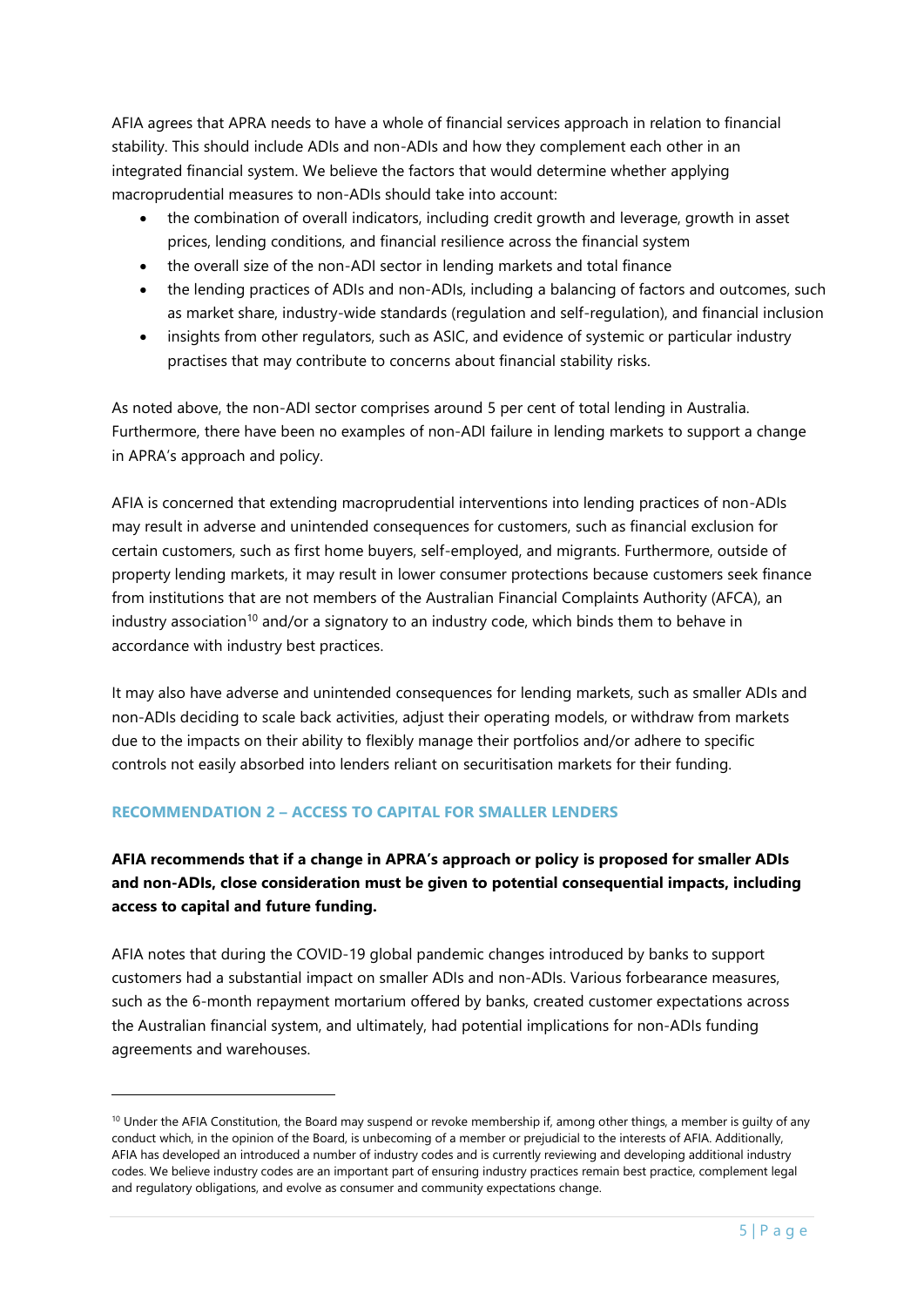AFIA agrees that APRA needs to have a whole of financial services approach in relation to financial stability. This should include ADIs and non-ADIs and how they complement each other in an integrated financial system. We believe the factors that would determine whether applying macroprudential measures to non-ADIs should take into account:

- the combination of overall indicators, including credit growth and leverage, growth in asset prices, lending conditions, and financial resilience across the financial system
- the overall size of the non-ADI sector in lending markets and total finance
- the lending practices of ADIs and non-ADIs, including a balancing of factors and outcomes, such as market share, industry-wide standards (regulation and self-regulation), and financial inclusion
- insights from other regulators, such as ASIC, and evidence of systemic or particular industry practises that may contribute to concerns about financial stability risks.

As noted above, the non-ADI sector comprises around 5 per cent of total lending in Australia. Furthermore, there have been no examples of non-ADI failure in lending markets to support a change in APRA's approach and policy.

AFIA is concerned that extending macroprudential interventions into lending practices of non-ADIs may result in adverse and unintended consequences for customers, such as financial exclusion for certain customers, such as first home buyers, self-employed, and migrants. Furthermore, outside of property lending markets, it may result in lower consumer protections because customers seek finance from institutions that are not members of the Australian Financial Complaints Authority (AFCA), an industry association[10] and/or a signatory to an industry code, which binds them to behave in accordance with industry best practices.

It may also have adverse and unintended consequences for lending markets, such as smaller ADIs and non-ADIs deciding to scale back activities, adjust their operating models, or withdraw from markets due to the impacts on their ability to flexibly manage their portfolios and/or adhere to specific controls not easily absorbed into lenders reliant on securitisation markets for their funding.

## RECOMMENDATION 2 – ACCESS TO CAPITAL FOR SMALLER LENDERS

**AFIA recommends that if a change in APRA's approach or policy is proposed for smaller ADIs and non-ADIs, close consideration must be given to potential consequential impacts, including access to capital and future funding.**

AFIA notes that during the COVID-19 global pandemic changes introduced by banks to support customers had a substantial impact on smaller ADIs and non-ADIs. Various forbearance measures, such as the 6-month repayment mortarium offered by banks, created customer expectations across the Australian financial system, and ultimately, had potential implications for non-ADIs funding agreements and warehouses.

[10] Under the AFIA Constitution, the Board may suspend or revoke membership if, among other things, a member is guilty of any conduct which, in the opinion of the Board, is unbecoming of a member or prejudicial to the interests of AFIA. Additionally, AFIA has developed an introduced a number of industry codes and is currently reviewing and developing additional industry codes. We believe industry codes are an important part of ensuring industry practices remain best practice, complement legal and regulatory obligations, and evolve as consumer and community expectations change.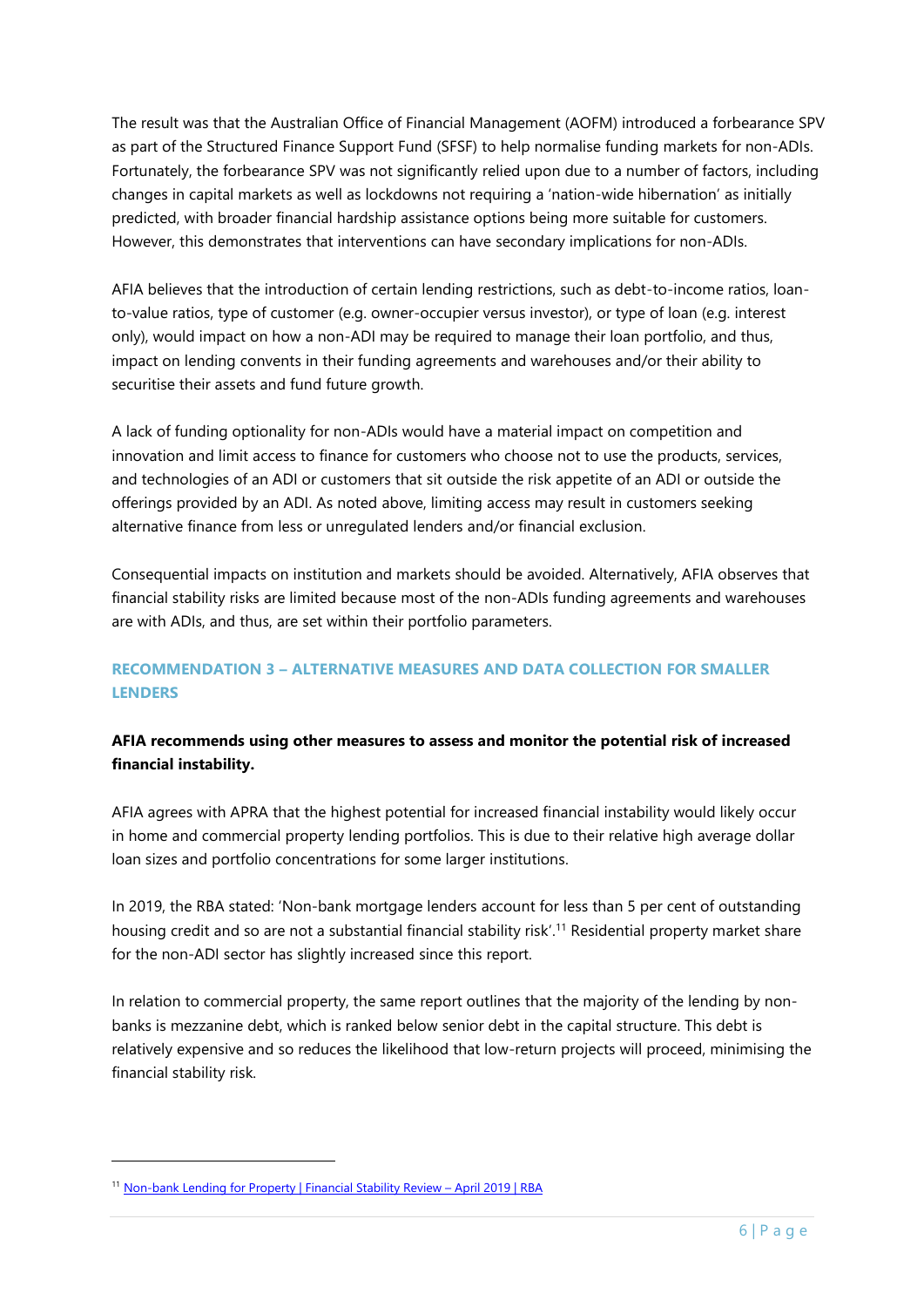The result was that the Australian Office of Financial Management (AOFM) introduced a forbearance SPV as part of the Structured Finance Support Fund (SFSF) to help normalise funding markets for non-ADIs. Fortunately, the forbearance SPV was not significantly relied upon due to a number of factors, including changes in capital markets as well as lockdowns not requiring a 'nation-wide hibernation' as initially predicted, with broader financial hardship assistance options being more suitable for customers. However, this demonstrates that interventions can have secondary implications for non-ADIs.

AFIA believes that the introduction of certain lending restrictions, such as debt-to-income ratios, loan-to-value ratios, type of customer (e.g. owner-occupier versus investor), or type of loan (e.g. interest only), would impact on how a non-ADI may be required to manage their loan portfolio, and thus, impact on lending convents in their funding agreements and warehouses and/or their ability to securitise their assets and fund future growth.

A lack of funding optionality for non-ADIs would have a material impact on competition and innovation and limit access to finance for customers who choose not to use the products, services, and technologies of an ADI or customers that sit outside the risk appetite of an ADI or outside the offerings provided by an ADI. As noted above, limiting access may result in customers seeking alternative finance from less or unregulated lenders and/or financial exclusion.

Consequential impacts on institution and markets should be avoided. Alternatively, AFIA observes that financial stability risks are limited because most of the non-ADIs funding agreements and warehouses are with ADIs, and thus, are set within their portfolio parameters.

## RECOMMENDATION 3 – ALTERNATIVE MEASURES AND DATA COLLECTION FOR SMALLER LENDERS

**AFIA recommends using other measures to assess and monitor the potential risk of increased financial instability.**

AFIA agrees with APRA that the highest potential for increased financial instability would likely occur in home and commercial property lending portfolios. This is due to their relative high average dollar loan sizes and portfolio concentrations for some larger institutions.

In 2019, the RBA stated: 'Non-bank mortgage lenders account for less than 5 per cent of outstanding housing credit and so are not a substantial financial stability risk'.[11] Residential property market share for the non-ADI sector has slightly increased since this report.

In relation to commercial property, the same report outlines that the majority of the lending by non-banks is mezzanine debt, which is ranked below senior debt in the capital structure. This debt is relatively expensive and so reduces the likelihood that low-return projects will proceed, minimising the financial stability risk.

[11] Non-bank Lending for Property | Financial Stability Review – April 2019 | RBA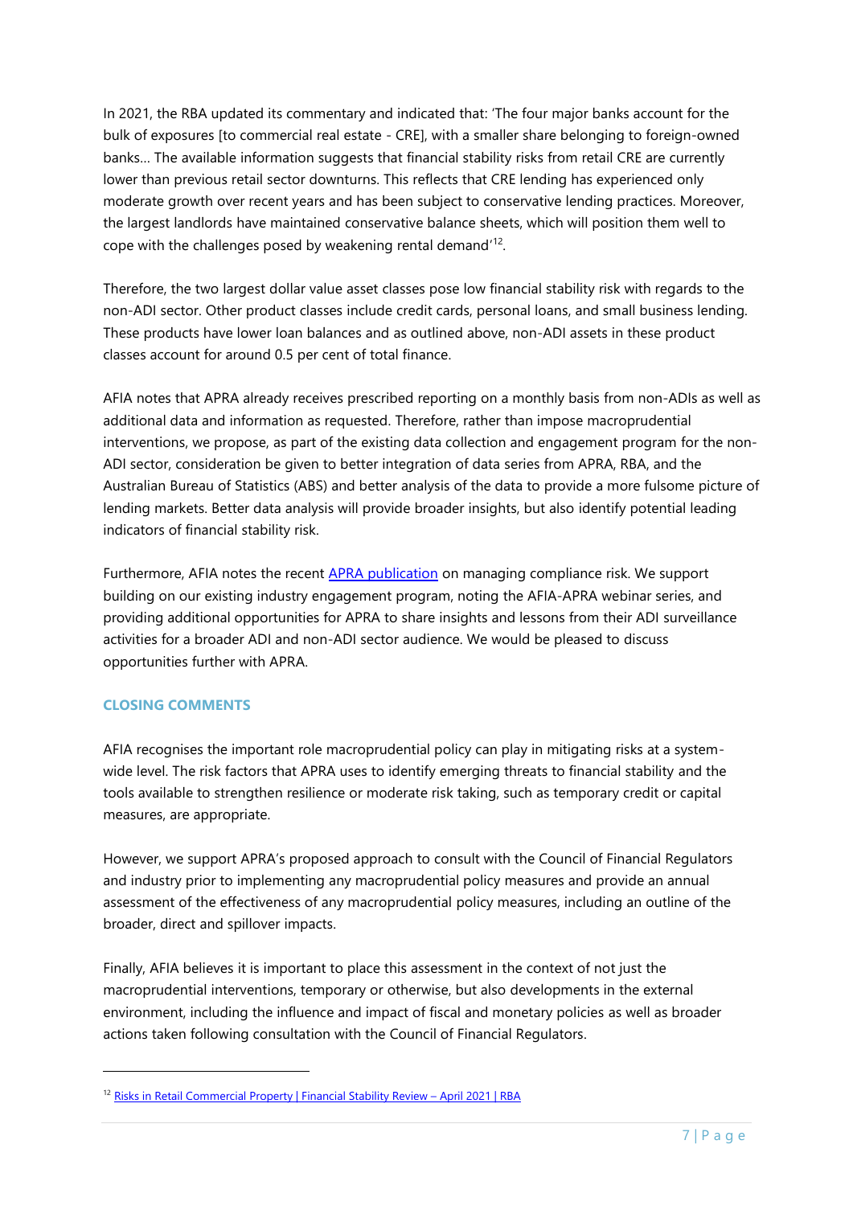In 2021, the RBA updated its commentary and indicated that: 'The four major banks account for the bulk of exposures [to commercial real estate - CRE], with a smaller share belonging to foreign-owned banks… The available information suggests that financial stability risks from retail CRE are currently lower than previous retail sector downturns. This reflects that CRE lending has experienced only moderate growth over recent years and has been subject to conservative lending practices. Moreover, the largest landlords have maintained conservative balance sheets, which will position them well to cope with the challenges posed by weakening rental demand'[12].

Therefore, the two largest dollar value asset classes pose low financial stability risk with regards to the non-ADI sector. Other product classes include credit cards, personal loans, and small business lending. These products have lower loan balances and as outlined above, non-ADI assets in these product classes account for around 0.5 per cent of total finance.

AFIA notes that APRA already receives prescribed reporting on a monthly basis from non-ADIs as well as additional data and information as requested. Therefore, rather than impose macroprudential interventions, we propose, as part of the existing data collection and engagement program for the non-ADI sector, consideration be given to better integration of data series from APRA, RBA, and the Australian Bureau of Statistics (ABS) and better analysis of the data to provide a more fulsome picture of lending markets. Better data analysis will provide broader insights, but also identify potential leading indicators of financial stability risk.

Furthermore, AFIA notes the recent [APRA publication] on managing compliance risk. We support building on our existing industry engagement program, noting the AFIA-APRA webinar series, and providing additional opportunities for APRA to share insights and lessons from their ADI surveillance activities for a broader ADI and non-ADI sector audience. We would be pleased to discuss opportunities further with APRA.

## CLOSING COMMENTS

AFIA recognises the important role macroprudential policy can play in mitigating risks at a system-wide level. The risk factors that APRA uses to identify emerging threats to financial stability and the tools available to strengthen resilience or moderate risk taking, such as temporary credit or capital measures, are appropriate.

However, we support APRA's proposed approach to consult with the Council of Financial Regulators and industry prior to implementing any macroprudential policy measures and provide an annual assessment of the effectiveness of any macroprudential policy measures, including an outline of the broader, direct and spillover impacts.

Finally, AFIA believes it is important to place this assessment in the context of not just the macroprudential interventions, temporary or otherwise, but also developments in the external environment, including the influence and impact of fiscal and monetary policies as well as broader actions taken following consultation with the Council of Financial Regulators.

---

[12] Risks in Retail Commercial Property | Financial Stability Review – April 2021 | RBA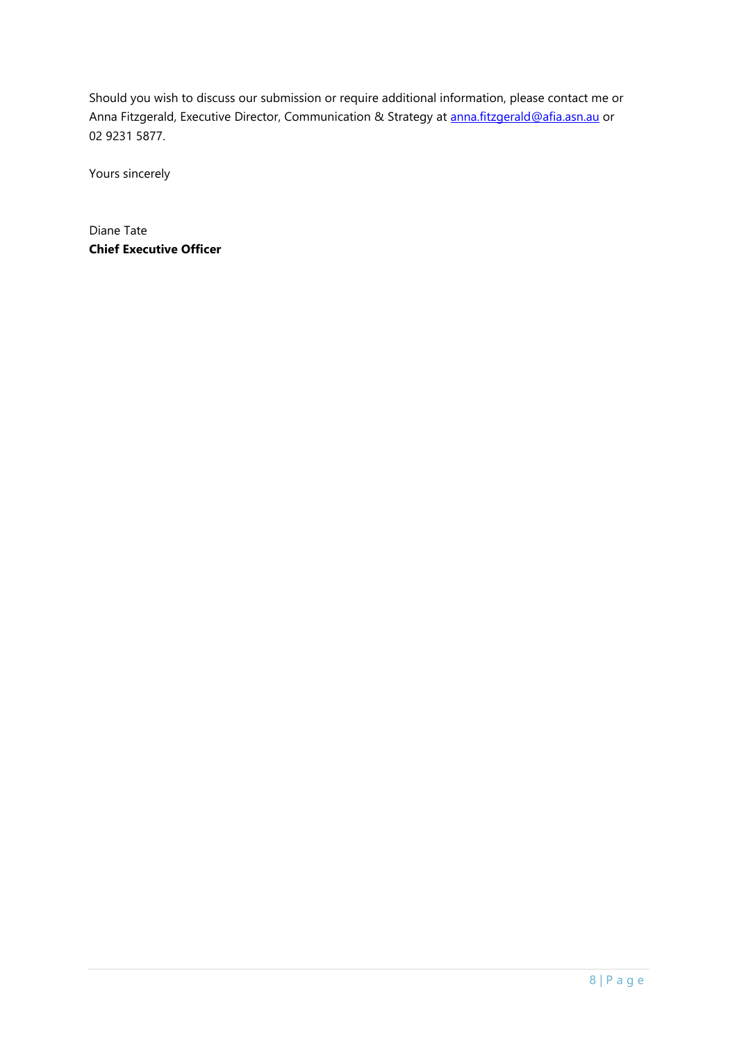Should you wish to discuss our submission or require additional information, please contact me or Anna Fitzgerald, Executive Director, Communication & Strategy at anna.fitzgerald@afia.asn.au or 02 9231 5877.

Yours sincerely

Diane Tate
**Chief Executive Officer**